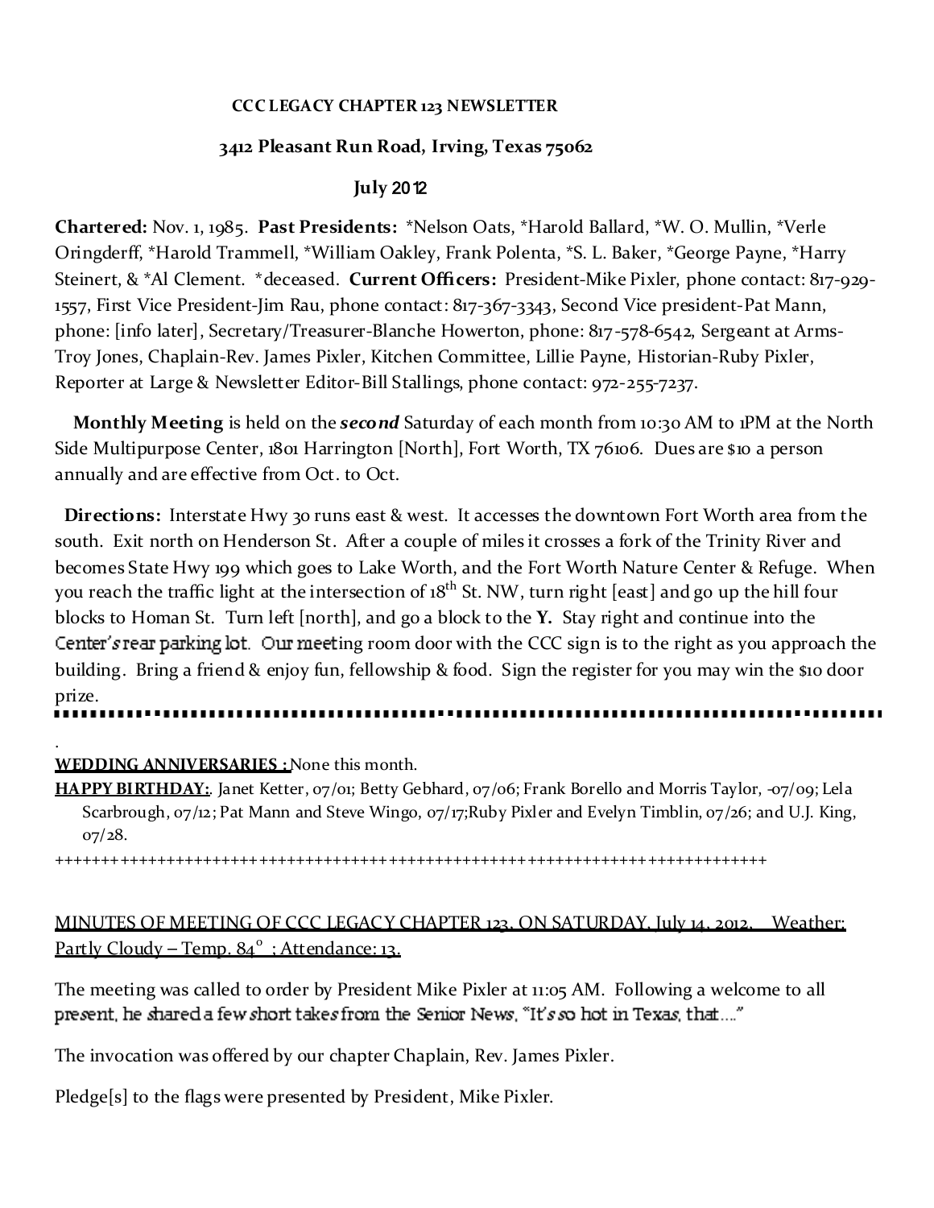**CCC LEGACY CHAPTER 123 NEWSLETTER**

**3412 Pleasant Run Road, Irving, Texas 75062**

**July 2012**

**Chartered:** Nov. 1, 1985. **Past Presidents:** *Nelson Oats, *Harold Ballard, *W. O. Mullin, *Verle Oringderff, *Harold Trammell, *William Oakley, Frank Polenta, *S. L. Baker, *George Payne, *Harry Steinert, & *Al Clement. *deceased. **Current Officers:** President-Mike Pixler, phone contact: 817-929-1557, First Vice President-Jim Rau, phone contact: 817-367-3343, Second Vice president-Pat Mann, phone: [info later], Secretary/Treasurer-Blanche Howerton, phone: 817-578-6542, Sergeant at Arms-Troy Jones, Chaplain-Rev. James Pixler, Kitchen Committee, Lillie Payne, Historian-Ruby Pixler, Reporter at Large & Newsletter Editor-Bill Stallings, phone contact: 972-255-7237.

**Monthly Meeting** is held on the ***second*** Saturday of each month from 10:30 AM to 1PM at the North Side Multipurpose Center, 1801 Harrington [North], Fort Worth, TX 76106. Dues are $10 a person annually and are effective from Oct. to Oct.

**Directions:** Interstate Hwy 30 runs east & west. It accesses the downtown Fort Worth area from the south. Exit north on Henderson St. After a couple of miles it crosses a fork of the Trinity River and becomes State Hwy 199 which goes to Lake Worth, and the Fort Worth Nature Center & Refuge. When you reach the traffic light at the intersection of 18th St. NW, turn right [east] and go up the hill four blocks to Homan St. Turn left [north], and go a block to the **Y.** Stay right and continue into the Center's rear parking lot. Our meeting room door with the CCC sign is to the right as you approach the building. Bring a friend & enjoy fun, fellowship & food. Sign the register for you may win the $10 door prize.

---

**WEDDING ANNIVERSARIES :** None this month.

**HAPPY BIRTHDAY:**. Janet Ketter, 07/01; Betty Gebhard, 07/06; Frank Borello and Morris Taylor, -07/09; Lela Scarbrough, 07/12; Pat Mann and Steve Wingo, 07/17;Ruby Pixler and Evelyn Timblin, 07/26; and U.J. King, 07/28.

++++++++++++++++++++++++++++++++++++++++++++++++++++++++++++++++++++++++++++

MINUTES OF MEETING OF CCC LEGACY CHAPTER 123, ON SATURDAY, July 14, 2012. Weather: Partly Cloudy – Temp. 84° ; Attendance: 13.

The meeting was called to order by President Mike Pixler at 11:05 AM. Following a welcome to all present, he shared a few short takes from the Senior News, "It's so hot in Texas, that…."

The invocation was offered by our chapter Chaplain, Rev. James Pixler.

Pledge[s] to the flags were presented by President, Mike Pixler.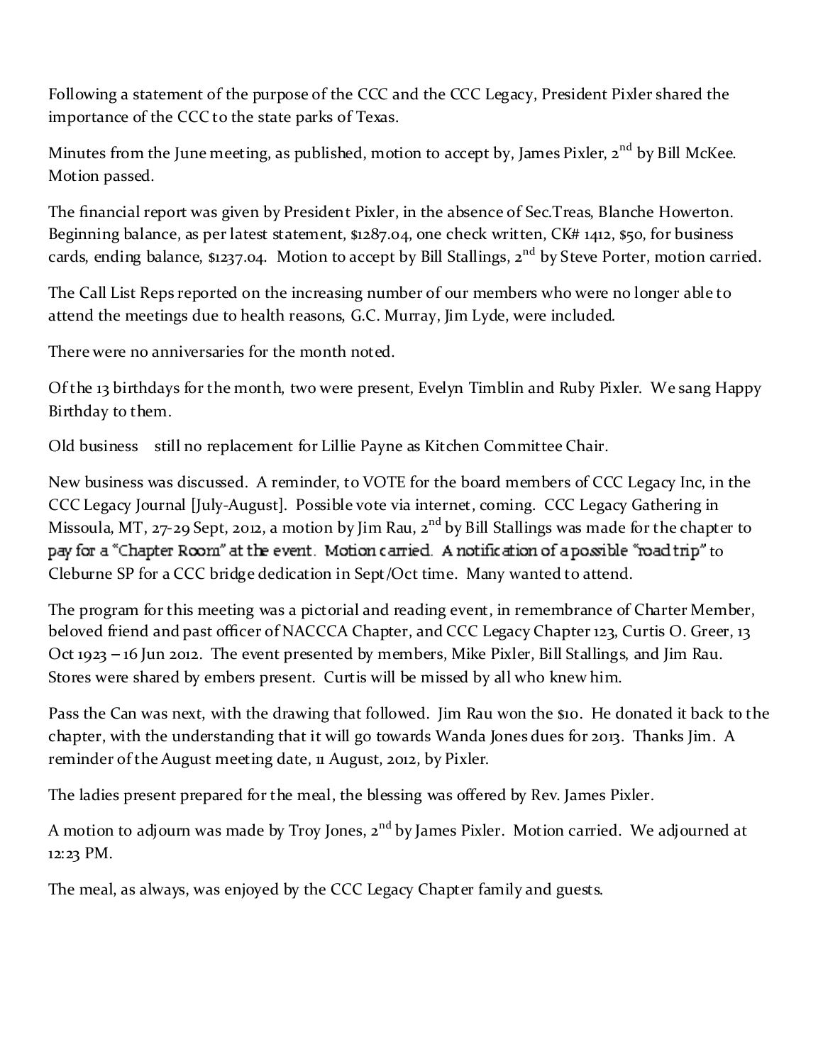Following a statement of the purpose of the CCC and the CCC Legacy, President Pixler shared the importance of the CCC to the state parks of Texas.

Minutes from the June meeting, as published, motion to accept by, James Pixler, 2nd by Bill McKee. Motion passed.

The financial report was given by President Pixler, in the absence of Sec.Treas, Blanche Howerton. Beginning balance, as per latest statement, $1287.04, one check written, CK# 1412, $50, for business cards, ending balance, $1237.04. Motion to accept by Bill Stallings, 2nd by Steve Porter, motion carried.

The Call List Reps reported on the increasing number of our members who were no longer able to attend the meetings due to health reasons, G.C. Murray, Jim Lyde, were included.

There were no anniversaries for the month noted.

Of the 13 birthdays for the month, two were present, Evelyn Timblin and Ruby Pixler. We sang Happy Birthday to them.

Old business still no replacement for Lillie Payne as Kitchen Committee Chair.

New business was discussed. A reminder, to VOTE for the board members of CCC Legacy Inc, in the CCC Legacy Journal [July-August]. Possible vote via internet, coming. CCC Legacy Gathering in Missoula, MT, 27-29 Sept, 2012, a motion by Jim Rau, 2nd by Bill Stallings was made for the chapter to pay for a "Chapter Room" at the event. Motion carried. A notification of a possible "road trip" to Cleburne SP for a CCC bridge dedication in Sept/Oct time. Many wanted to attend.

The program for this meeting was a pictorial and reading event, in remembrance of Charter Member, beloved friend and past officer of NACCCA Chapter, and CCC Legacy Chapter 123, Curtis O. Greer, 13 Oct 1923 – 16 Jun 2012. The event presented by members, Mike Pixler, Bill Stallings, and Jim Rau. Stores were shared by embers present. Curtis will be missed by all who knew him.

Pass the Can was next, with the drawing that followed. Jim Rau won the $10. He donated it back to the chapter, with the understanding that it will go towards Wanda Jones dues for 2013. Thanks Jim. A reminder of the August meeting date, 11 August, 2012, by Pixler.

The ladies present prepared for the meal, the blessing was offered by Rev. James Pixler.

A motion to adjourn was made by Troy Jones, 2nd by James Pixler. Motion carried. We adjourned at 12:23 PM.

The meal, as always, was enjoyed by the CCC Legacy Chapter family and guests.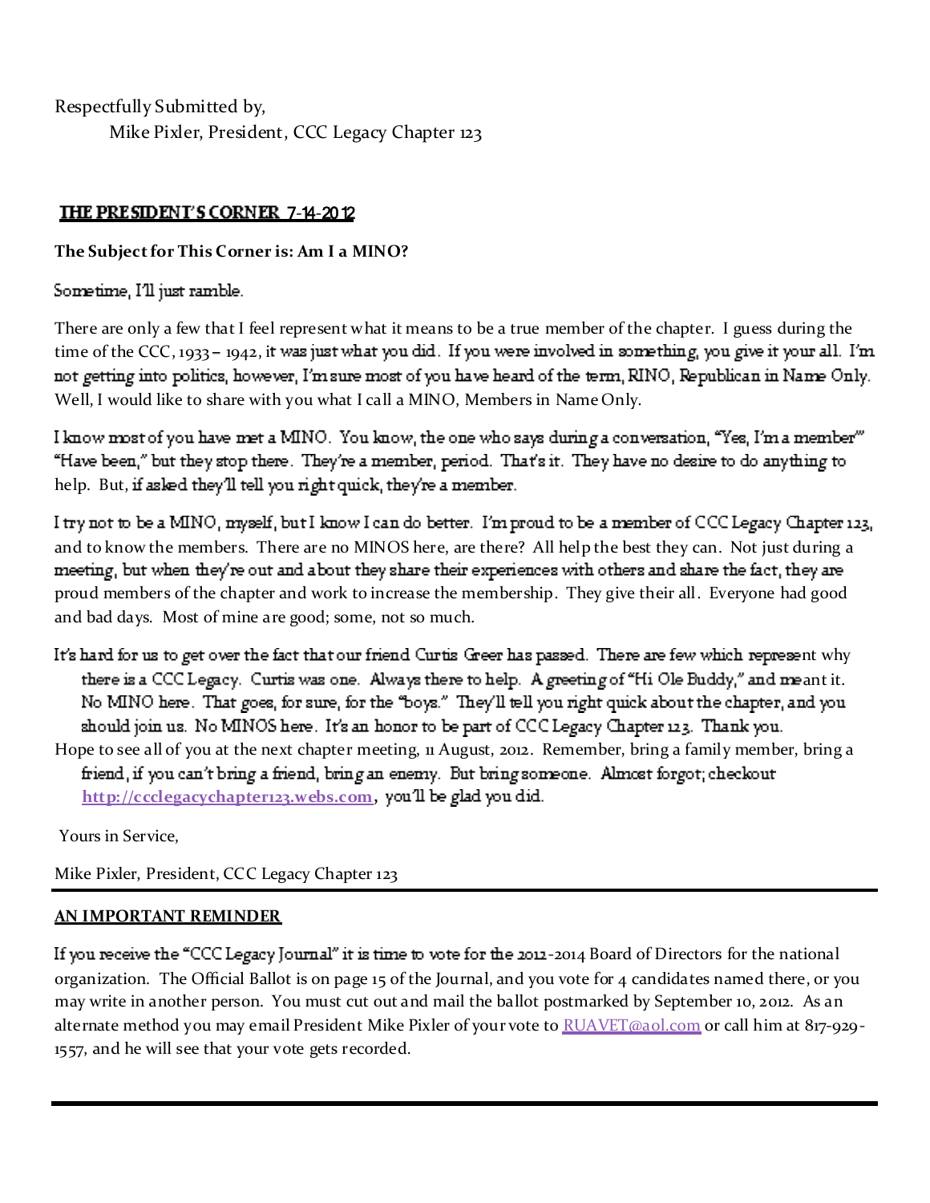Respectfully Submitted by,

Mike Pixler, President, CCC Legacy Chapter 123

## THE PRESIDENT'S CORNER 7-14-2012

**The Subject for This Corner is: Am I a MINO?**

Sometime, I'll just ramble.

There are only a few that I feel represent what it means to be a true member of the chapter. I guess during the time of the CCC, 1933 – 1942, it was just what you did. If you were involved in something, you give it your all. I'm not getting into politics, however, I'm sure most of you have heard of the term, RINO, Republican in Name Only. Well, I would like to share with you what I call a MINO, Members in Name Only.

I know most of you have met a MINO. You know, the one who says during a conversation, "Yes, I'm a member'" "Have been," but they stop there. They're a member, period. That's it. They have no desire to do anything to help. But, if asked they'll tell you right quick, they're a member.

I try not to be a MINO, myself, but I know I can do better. I'm proud to be a member of CCC Legacy Chapter 123, and to know the members. There are no MINOS here, are there? All help the best they can. Not just during a meeting, but when they're out and about they share their experiences with others and share the fact, they are proud members of the chapter and work to increase the membership. They give their all. Everyone had good and bad days. Most of mine are good; some, not so much.

It's hard for us to get over the fact that our friend Curtis Greer has passed. There are few which represent why there is a CCC Legacy. Curtis was one. Always there to help. A greeting of "Hi Ole Buddy," and meant it. No MINO here. That goes, for sure, for the "boys." They'll tell you right quick about the chapter, and you should join us. No MINOS here. It's an honor to be part of CCC Legacy Chapter 123. Thank you.

Hope to see all of you at the next chapter meeting, 11 August, 2012. Remember, bring a family member, bring a friend, if you can't bring a friend, bring an enemy. But bring someone. Almost forgot; checkout **http://ccclegacychapter123.webs.com**, you'll be glad you did.

Yours in Service,

Mike Pixler, President, CCC Legacy Chapter 123

---

## AN IMPORTANT REMINDER

If you receive the "CCC Legacy Journal" it is time to vote for the 2012-2014 Board of Directors for the national organization. The Official Ballot is on page 15 of the Journal, and you vote for 4 candidates named there, or you may write in another person. You must cut out and mail the ballot postmarked by September 10, 2012. As an alternate method you may email President Mike Pixler of your vote to RUAVET@aol.com or call him at 817-929-1557, and he will see that your vote gets recorded.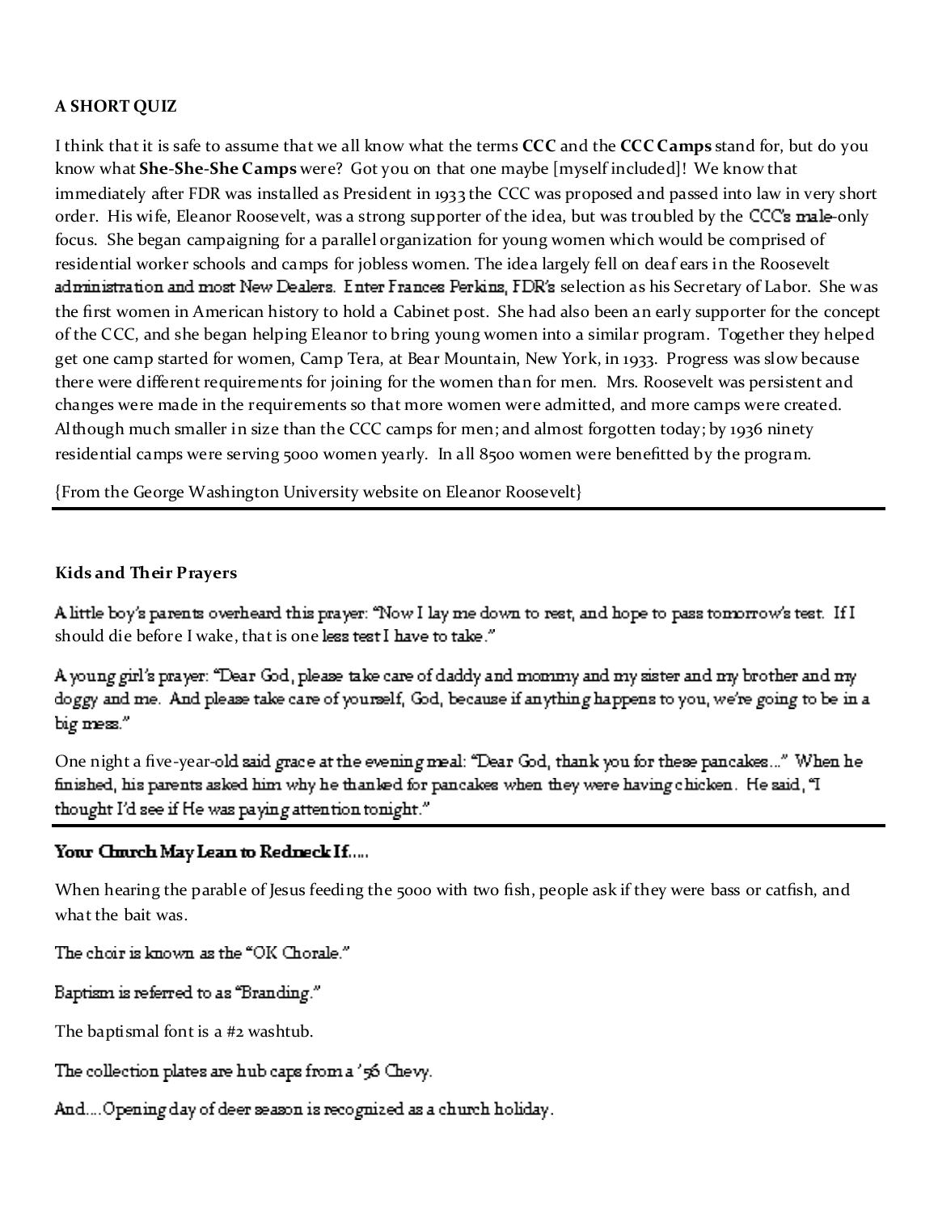**A SHORT QUIZ**

I think that it is safe to assume that we all know what the terms **CCC** and the **CCC Camps** stand for, but do you know what **She-She-She Camps** were? Got you on that one maybe [myself included]! We know that immediately after FDR was installed as President in 1933 the CCC was proposed and passed into law in very short order. His wife, Eleanor Roosevelt, was a strong supporter of the idea, but was troubled by the CCC's male-only focus. She began campaigning for a parallel organization for young women which would be comprised of residential worker schools and camps for jobless women. The idea largely fell on deaf ears in the Roosevelt administration and most New Dealers. Enter Frances Perkins, FDR's selection as his Secretary of Labor. She was the first women in American history to hold a Cabinet post. She had also been an early supporter for the concept of the CCC, and she began helping Eleanor to bring young women into a similar program. Together they helped get one camp started for women, Camp Tera, at Bear Mountain, New York, in 1933. Progress was slow because there were different requirements for joining for the women than for men. Mrs. Roosevelt was persistent and changes were made in the requirements so that more women were admitted, and more camps were created. Although much smaller in size than the CCC camps for men; and almost forgotten today; by 1936 ninety residential camps were serving 5000 women yearly. In all 8500 women were benefitted by the program.

{From the George Washington University website on Eleanor Roosevelt}

---

**Kids and Their Prayers**

A little boy's parents overheard this prayer: "Now I lay me down to rest, and hope to pass tomorrow's test. If I should die before I wake, that is one less test I have to take."

A young girl's prayer: "Dear God, please take care of daddy and mommy and my sister and my brother and my doggy and me. And please take care of yourself, God, because if anything happens to you, we're going to be in a big mess."

One night a five-year-old said grace at the evening meal: "Dear God, thank you for these pancakes..." When he finished, his parents asked him why he thanked for pancakes when they were having chicken. He said, "I thought I'd see if He was paying attention tonight."

---

**Your Church May Lean to Redneck If.....**

When hearing the parable of Jesus feeding the 5000 with two fish, people ask if they were bass or catfish, and what the bait was.

The choir is known as the "OK Chorale."

Baptism is referred to as "Branding."

The baptismal font is a #2 washtub.

The collection plates are hub caps from a '56 Chevy.

And....Opening day of deer season is recognized as a church holiday.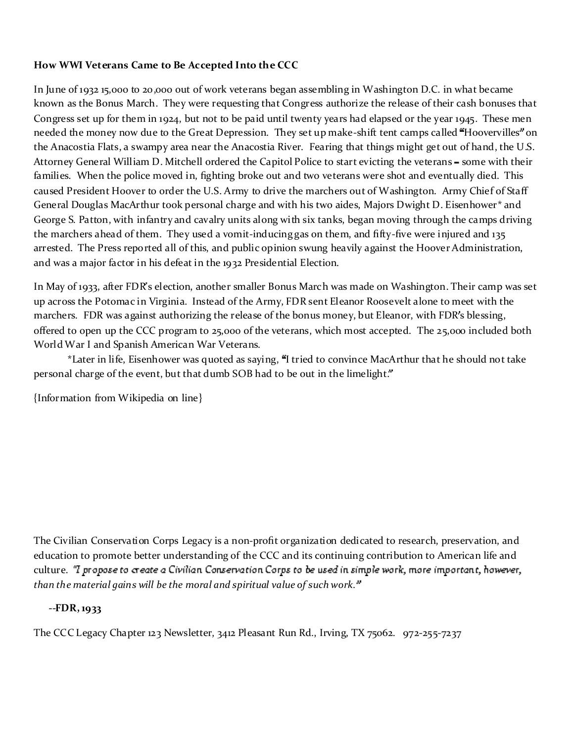**How WWI Veterans Came to Be Accepted Into the CCC**

In June of 1932 15,000 to 20,000 out of work veterans began assembling in Washington D.C. in what became known as the Bonus March. They were requesting that Congress authorize the release of their cash bonuses that Congress set up for them in 1924, but not to be paid until twenty years had elapsed or the year 1945. These men needed the money now due to the Great Depression. They set up make-shift tent camps called "Hoovervilles" on the Anacostia Flats, a swampy area near the Anacostia River. Fearing that things might get out of hand, the U.S. Attorney General William D. Mitchell ordered the Capitol Police to start evicting the veterans – some with their families. When the police moved in, fighting broke out and two veterans were shot and eventually died. This caused President Hoover to order the U.S. Army to drive the marchers out of Washington. Army Chief of Staff General Douglas MacArthur took personal charge and with his two aides, Majors Dwight D. Eisenhower* and George S. Patton, with infantry and cavalry units along with six tanks, began moving through the camps driving the marchers ahead of them. They used a vomit-inducing gas on them, and fifty-five were injured and 135 arrested. The Press reported all of this, and public opinion swung heavily against the Hoover Administration, and was a major factor in his defeat in the 1932 Presidential Election.

In May of 1933, after FDR's election, another smaller Bonus March was made on Washington. Their camp was set up across the Potomac in Virginia. Instead of the Army, FDR sent Eleanor Roosevelt alone to meet with the marchers. FDR was against authorizing the release of the bonus money, but Eleanor, with FDR's blessing, offered to open up the CCC program to 25,000 of the veterans, which most accepted. The 25,000 included both World War I and Spanish American War Veterans.

*Later in life, Eisenhower was quoted as saying, "I tried to convince MacArthur that he should not take personal charge of the event, but that dumb SOB had to be out in the limelight."

{Information from Wikipedia on line}

The Civilian Conservation Corps Legacy is a non-profit organization dedicated to research, preservation, and education to promote better understanding of the CCC and its continuing contribution to American life and culture. *"I propose to create a Civilian Conservation Corps to be used in simple work, more important, however, than the material gains will be the moral and spiritual value of such work."*

**--FDR, 1933**

The CCC Legacy Chapter 123 Newsletter, 3412 Pleasant Run Rd., Irving, TX 75062. 972-255-7237